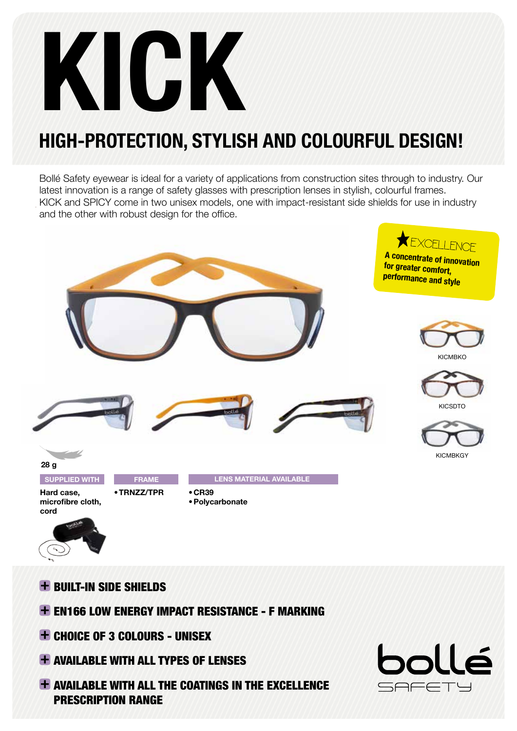# KICK

## HIGH-PROTECTION, STYLISH AND COLOURFUL DESIGN!

Bollé Safety eyewear is ideal for a variety of applications from construction sites through to industry. Our latest innovation is a range of safety glasses with prescription lenses in stylish, colourful frames. KICK and SPICY come in two unisex models, one with impact-resistant side shields for use in industry and the other with robust design for the office.

**★ EXCELLENCE**
**A concentrate of innovation for greater comfort, performance and style**

KICMBKO

KICSDTO

KICMBKGY

28 g

| SUPPLIED WITH | FRAME | LENS MATERIAL AVAILABLE |
|---|---|---|
| **Hard case, microfibre cloth, cord** | • **TRNZZ/TPR** | • **CR39**<br>• **Polycarbonate** |

- **BUILT-IN SIDE SHIELDS**
- **EN166 LOW ENERGY IMPACT RESISTANCE - F MARKING**
- **CHOICE OF 3 COLOURS - UNISEX**
- **AVAILABLE WITH ALL TYPES OF LENSES**
- **AVAILABLE WITH ALL THE COATINGS IN THE EXCELLENCE PRESCRIPTION RANGE**

bollé SAFETY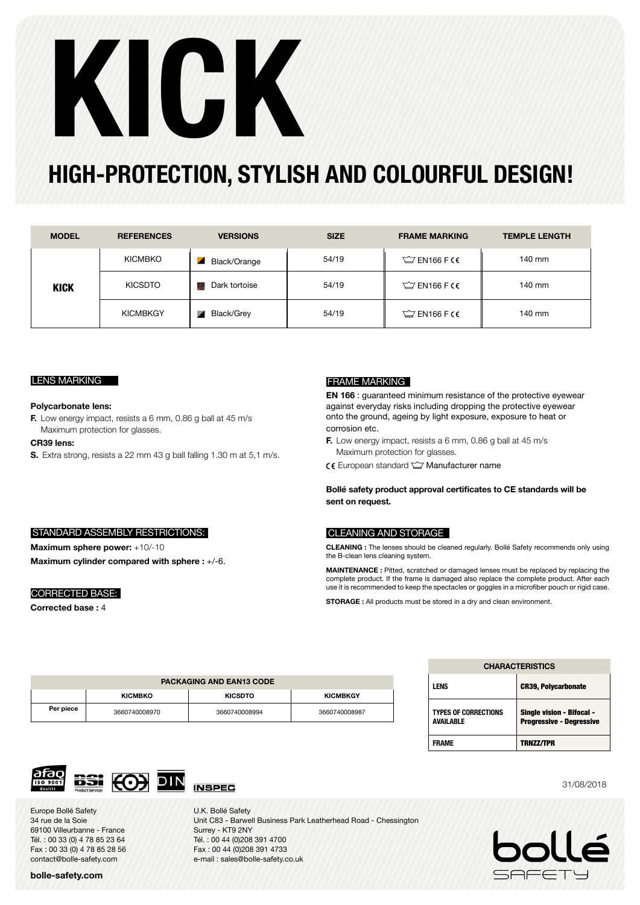# KICK

## HIGH-PROTECTION, STYLISH AND COLOURFUL DESIGN!

| MODEL | REFERENCES | VERSIONS | SIZE | FRAME MARKING | TEMPLE LENGTH |
|---|---|---|---|---|---|
| **KICK** | KICMBKO | Black/Orange | 54/19 | EN166 F CE | 140 mm |
| | KICSDTO | Dark tortoise | 54/19 | EN166 F CE | 140 mm |
| | KICMBKGY | Black/Grey | 54/19 | EN166 F CE | 140 mm |

### LENS MARKING

**Polycarbonate lens:**

**F.** Low energy impact, resists a 6 mm, 0.86 g ball at 45 m/s
Maximum protection for glasses.

**CR39 lens:**

**S.** Extra strong, resists a 22 mm 43 g ball falling 1.30 m at 5,1 m/s.

### FRAME MARKING

**EN 166** : guaranteed minimum resistance of the protective eyewear against everyday risks including dropping the protective eyewear onto the ground, ageing by light exposure, exposure to heat or corrosion etc.

**F.** Low energy impact, resists a 6 mm, 0.86 g ball at 45 m/s
Maximum protection for glasses.

CE European standard   Manufacturer name

**Bollé safety product approval certificates to CE standards will be sent on request.**

### STANDARD ASSEMBLY RESTRICTIONS:

**Maximum sphere power:** +10/-10

**Maximum cylinder compared with sphere :** +/-6.

### CORRECTED BASE:

**Corrected base :** 4

### CLEANING AND STORAGE

**CLEANING :** The lenses should be cleaned regularly. Bollé Safety recommends only using the B-clean lens cleaning system.

**MAINTENANCE :** Pitted, scratched or damaged lenses must be replaced by replacing the complete product. If the frame is damaged also replace the complete product. After each use it is recommended to keep the spectacles or goggles in a microfiber pouch or rigid case.

**STORAGE :** All products must be stored in a dry and clean environment.

| PACKAGING AND EAN13 CODE | | | |
|---|---|---|---|
| | KICMBKO | KICSDTO | KICMBKGY |
| Per piece | 3660740008970 | 3660740008994 | 3660740008987 |

| CHARACTERISTICS | |
|---|---|
| LENS | CR39, Polycarbonate |
| TYPES OF CORRECTIONS AVAILABLE | Single vision - Bifocal - Progressive - Degressive |
| FRAME | TRNZZ/TPR |

afaq ISO 9001 Qualité   BSI Product Services   DIN   INSPEC

31/08/2018

Europe Bollé Safety
34 rue de la Soie
69100 Villeurbanne - France
Tél. : 00 33 (0) 4 78 85 23 64
Fax : 00 33 (0) 4 78 85 28 56
contact@bolle-safety.com

U.K. Bollé Safety
Unit C83 - Barwell Business Park Leatherhead Road - Chessington
Surrey - KT9 2NY
Tél. : 00 44 (0)208 391 4700
Fax : 00 44 (0)208 391 4733
e-mail : sales@bolle-safety.co.uk

**bolle-safety.com**

bollé SAFETY